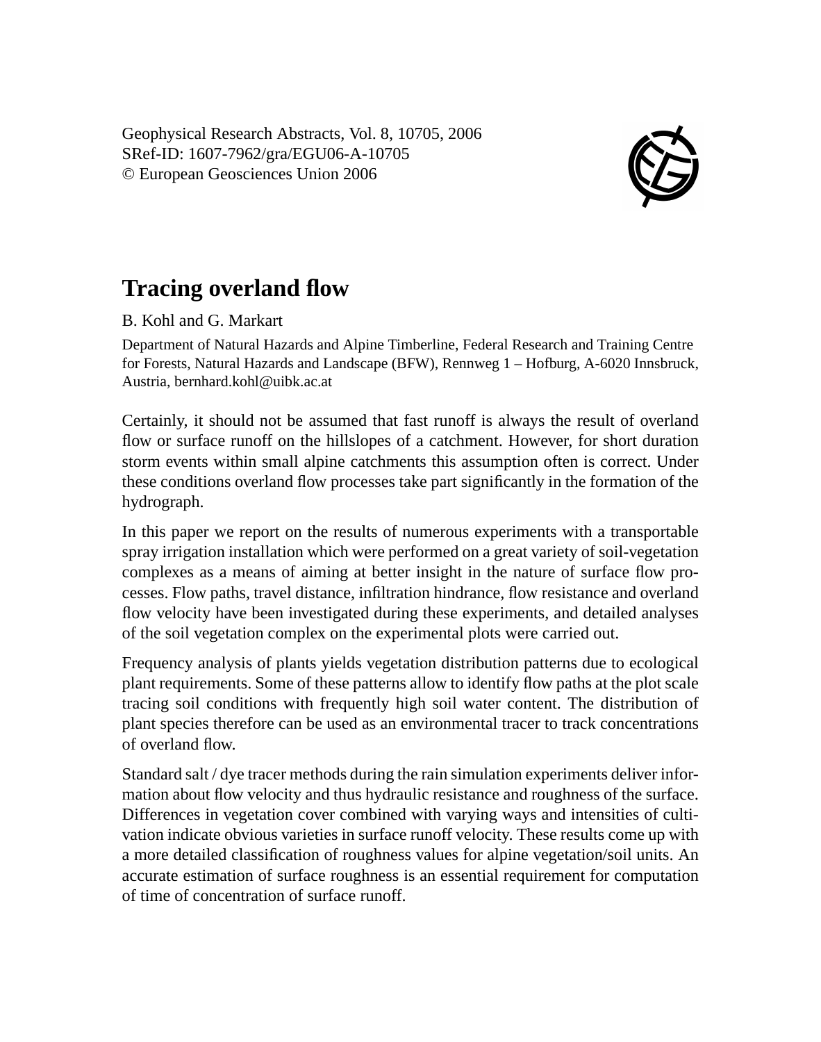Geophysical Research Abstracts, Vol. 8, 10705, 2006
SRef-ID: 1607-7962/gra/EGU06-A-10705
© European Geosciences Union 2006

# Tracing overland flow

B. Kohl and G. Markart

Department of Natural Hazards and Alpine Timberline, Federal Research and Training Centre for Forests, Natural Hazards and Landscape (BFW), Rennweg 1 – Hofburg, A-6020 Innsbruck, Austria, bernhard.kohl@uibk.ac.at

Certainly, it should not be assumed that fast runoff is always the result of overland flow or surface runoff on the hillslopes of a catchment. However, for short duration storm events within small alpine catchments this assumption often is correct. Under these conditions overland flow processes take part significantly in the formation of the hydrograph.

In this paper we report on the results of numerous experiments with a transportable spray irrigation installation which were performed on a great variety of soil-vegetation complexes as a means of aiming at better insight in the nature of surface flow processes. Flow paths, travel distance, infiltration hindrance, flow resistance and overland flow velocity have been investigated during these experiments, and detailed analyses of the soil vegetation complex on the experimental plots were carried out.

Frequency analysis of plants yields vegetation distribution patterns due to ecological plant requirements. Some of these patterns allow to identify flow paths at the plot scale tracing soil conditions with frequently high soil water content. The distribution of plant species therefore can be used as an environmental tracer to track concentrations of overland flow.

Standard salt / dye tracer methods during the rain simulation experiments deliver information about flow velocity and thus hydraulic resistance and roughness of the surface. Differences in vegetation cover combined with varying ways and intensities of cultivation indicate obvious varieties in surface runoff velocity. These results come up with a more detailed classification of roughness values for alpine vegetation/soil units. An accurate estimation of surface roughness is an essential requirement for computation of time of concentration of surface runoff.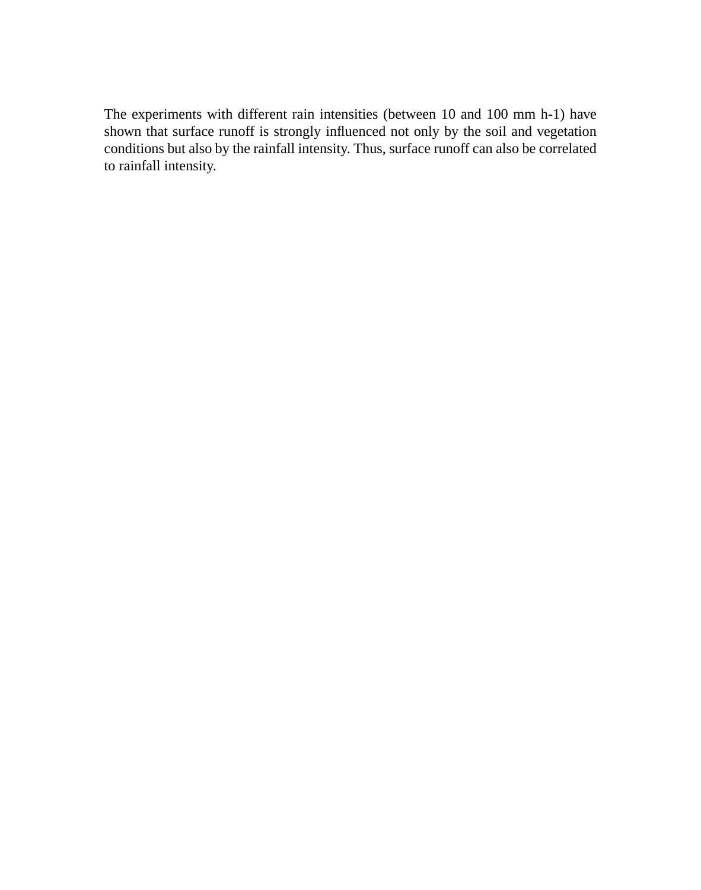The experiments with different rain intensities (between 10 and 100 mm h-1) have shown that surface runoff is strongly influenced not only by the soil and vegetation conditions but also by the rainfall intensity. Thus, surface runoff can also be correlated to rainfall intensity.